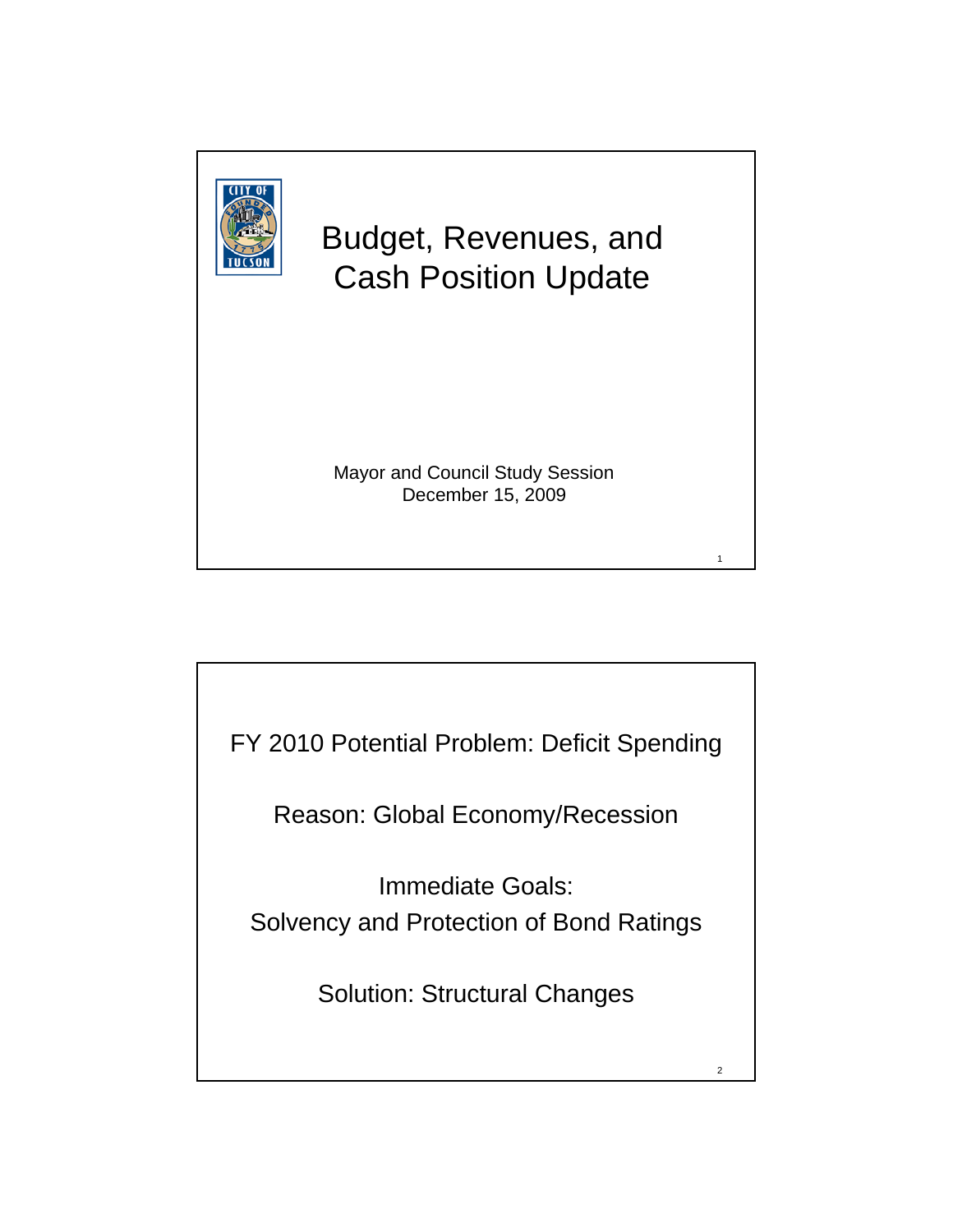# Budget, Revenues, and Cash Position Update

Mayor and Council Study Session
December 15, 2009

---

FY 2010 Potential Problem: Deficit Spending

Reason: Global Economy/Recession

Immediate Goals:
Solvency and Protection of Bond Ratings

Solution: Structural Changes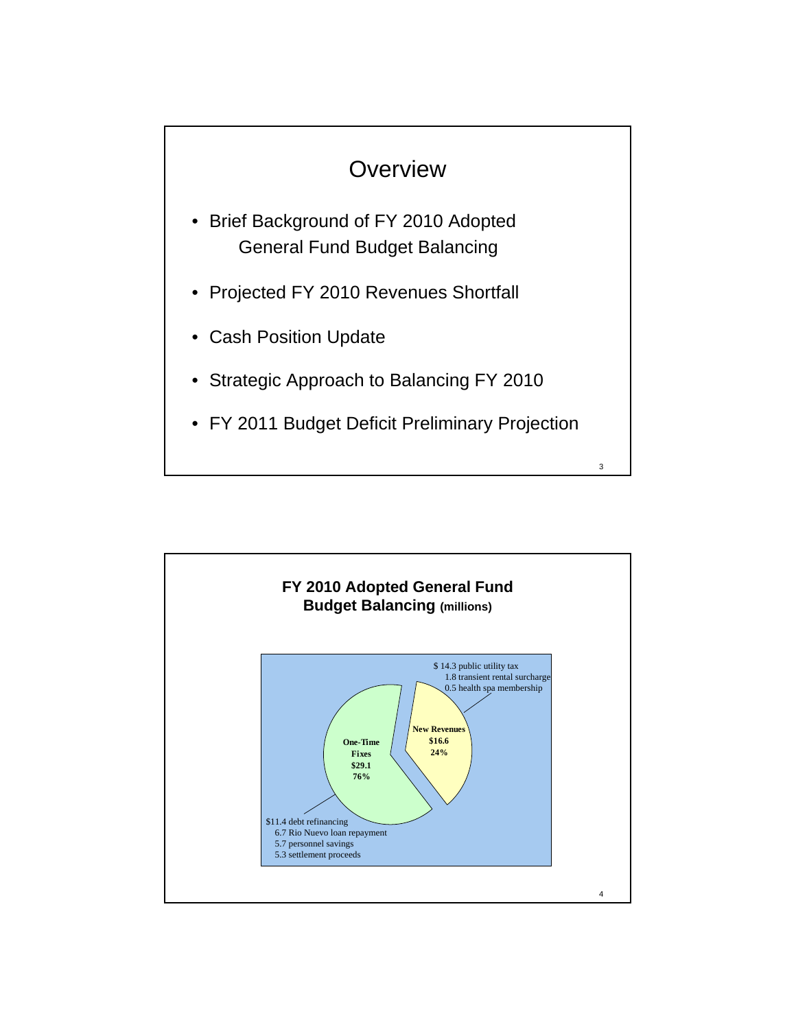# Overview

- Brief Background of FY 2010 Adopted General Fund Budget Balancing
- Projected FY 2010 Revenues Shortfall
- Cash Position Update
- Strategic Approach to Balancing FY 2010
- FY 2011 Budget Deficit Preliminary Projection

## FY 2010 Adopted General Fund Budget Balancing (millions)

**New Revenues** $16.6 24%

$ 14.3 public utility tax
1.8 transient rental surcharge
0.5 health spa membership

**One-Time Fixes** $29.1 76%

$11.4 debt refinancing
6.7 Rio Nuevo loan repayment
5.7 personnel savings
5.3 settlement proceeds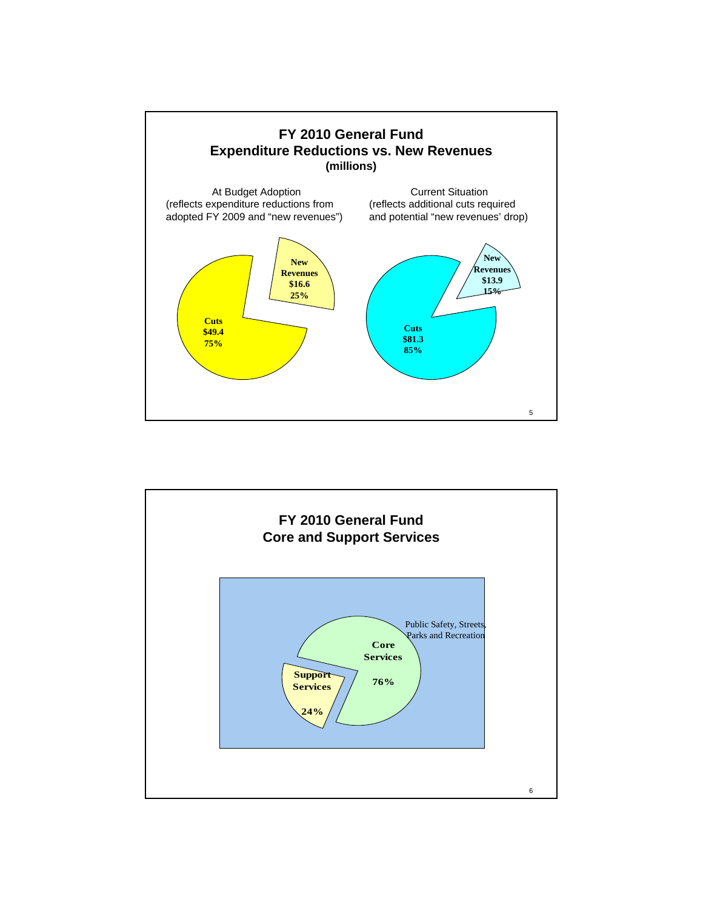## FY 2010 General Fund
## Expenditure Reductions vs. New Revenues
**(millions)**

At Budget Adoption
(reflects expenditure reductions from adopted FY 2009 and "new revenues")

Current Situation
(reflects additional cuts required and potential "new revenues' drop)

| | At Budget Adoption | Current Situation |
|---|---|---|
| Cuts | $49.4 (75%) | $81.3 (85%) |
| New Revenues | $16.6 (25%) | $13.9 (15%) |

## FY 2010 General Fund
## Core and Support Services

| Category | Share |
|---|---|
| Core Services (Public Safety, Streets, Parks and Recreation) | 76% |
| Support Services | 24% |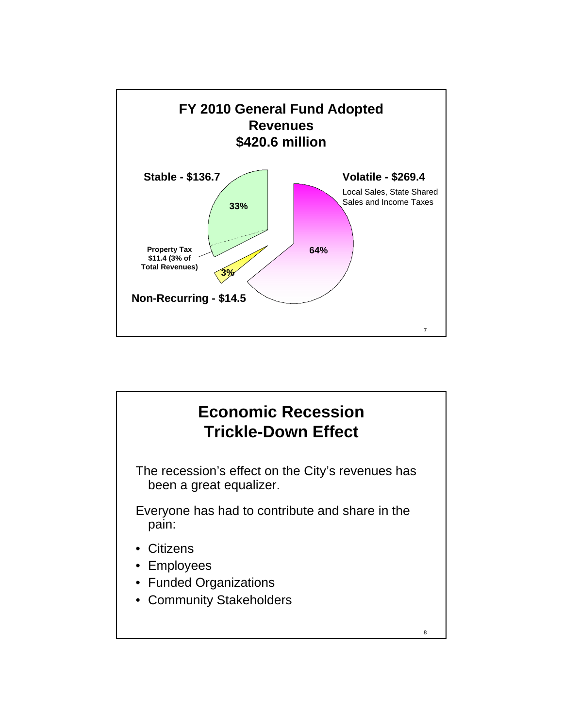## FY 2010 General Fund Adopted Revenues
## $420.6 million

**Stable - $136.7**

33%

**Property Tax $11.4 (3% of Total Revenues)**

**Volatile - $269.4**

Local Sales, State Shared Sales and Income Taxes

64%

3%

**Non-Recurring - $14.5**

## Economic Recession Trickle-Down Effect

The recession's effect on the City's revenues has been a great equalizer.

Everyone has had to contribute and share in the pain:

- Citizens
- Employees
- Funded Organizations
- Community Stakeholders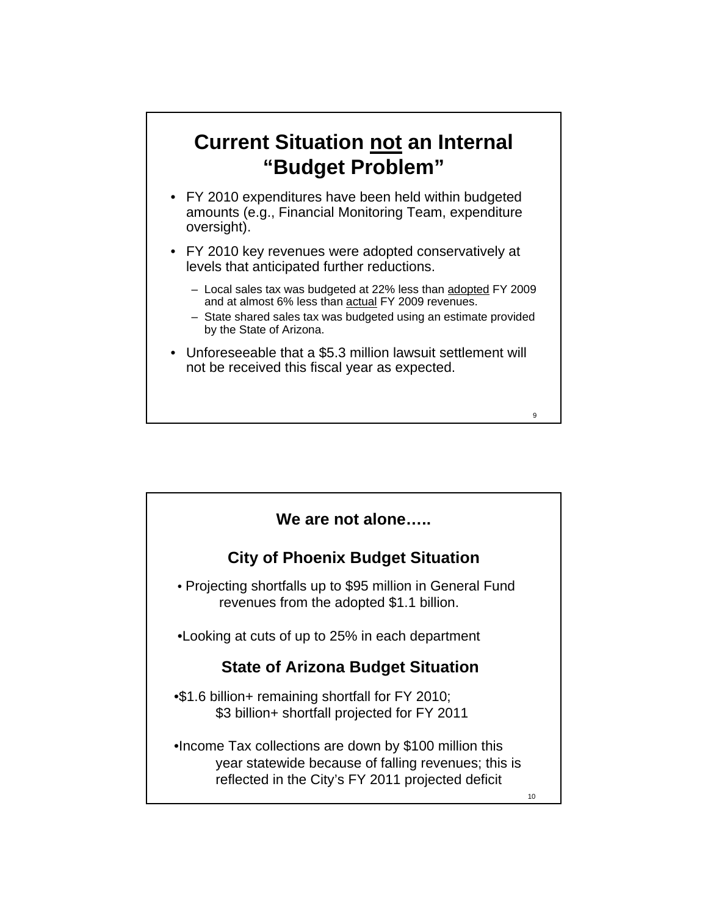# Current Situation <u>not</u> an Internal "Budget Problem"

- FY 2010 expenditures have been held within budgeted amounts (e.g., Financial Monitoring Team, expenditure oversight).
- FY 2010 key revenues were adopted conservatively at levels that anticipated further reductions.
  - Local sales tax was budgeted at 22% less than <u>adopted</u> FY 2009 and at almost 6% less than <u>actual</u> FY 2009 revenues.
  - State shared sales tax was budgeted using an estimate provided by the State of Arizona.
- Unforeseeable that a $5.3 million lawsuit settlement will not be received this fiscal year as expected.

## We are not alone…..

### City of Phoenix Budget Situation

- Projecting shortfalls up to $95 million in General Fund revenues from the adopted $1.1 billion.
- Looking at cuts of up to 25% in each department

### State of Arizona Budget Situation

- $1.6 billion+ remaining shortfall for FY 2010; $3 billion+ shortfall projected for FY 2011
- Income Tax collections are down by $100 million this year statewide because of falling revenues; this is reflected in the City's FY 2011 projected deficit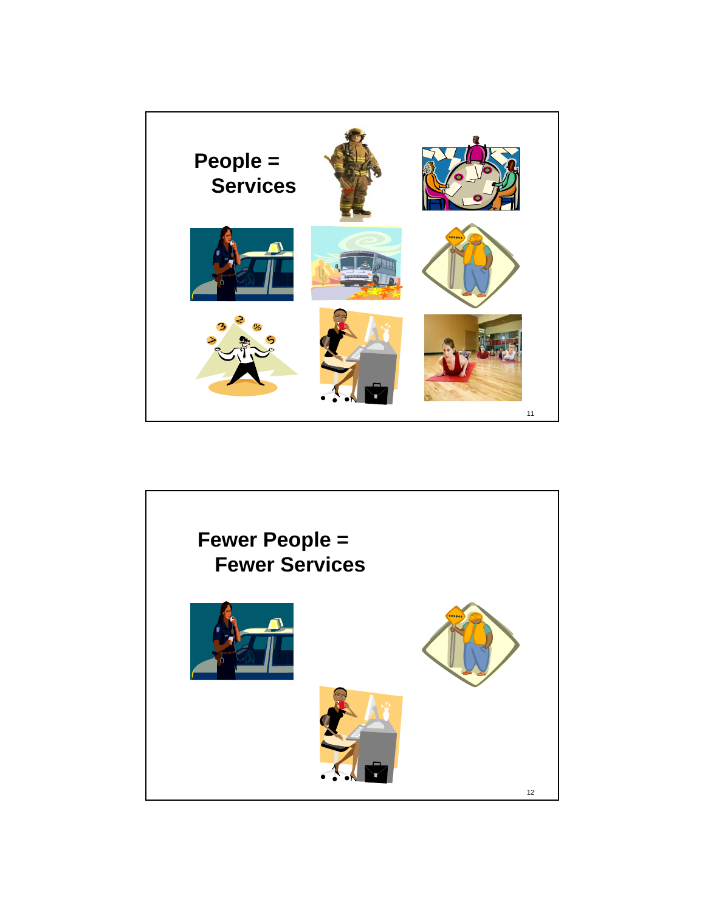## People = Services

## Fewer People = Fewer Services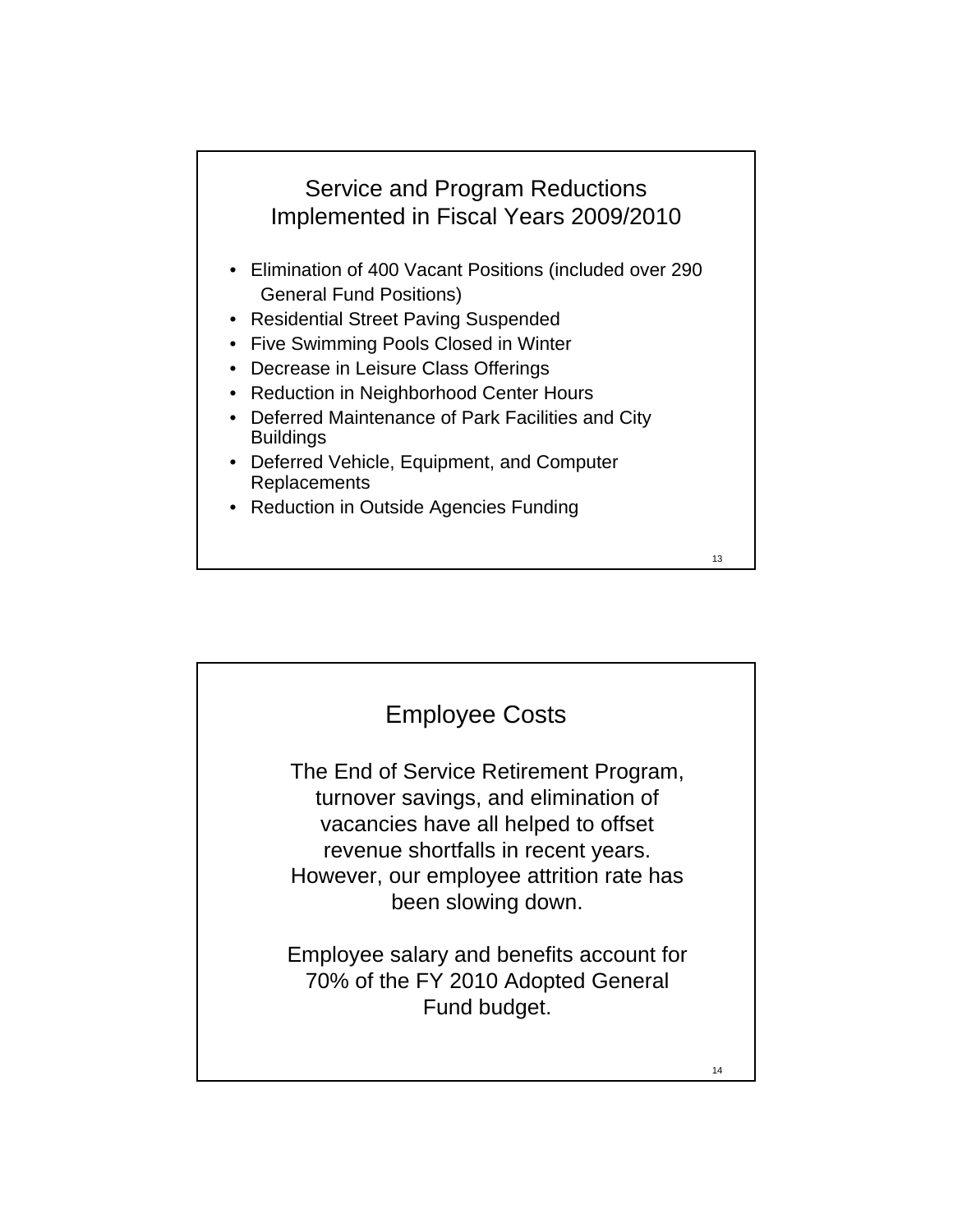## Service and Program Reductions Implemented in Fiscal Years 2009/2010

- Elimination of 400 Vacant Positions (included over 290 General Fund Positions)
- Residential Street Paving Suspended
- Five Swimming Pools Closed in Winter
- Decrease in Leisure Class Offerings
- Reduction in Neighborhood Center Hours
- Deferred Maintenance of Park Facilities and City Buildings
- Deferred Vehicle, Equipment, and Computer Replacements
- Reduction in Outside Agencies Funding

## Employee Costs

The End of Service Retirement Program, turnover savings, and elimination of vacancies have all helped to offset revenue shortfalls in recent years. However, our employee attrition rate has been slowing down.

Employee salary and benefits account for 70% of the FY 2010 Adopted General Fund budget.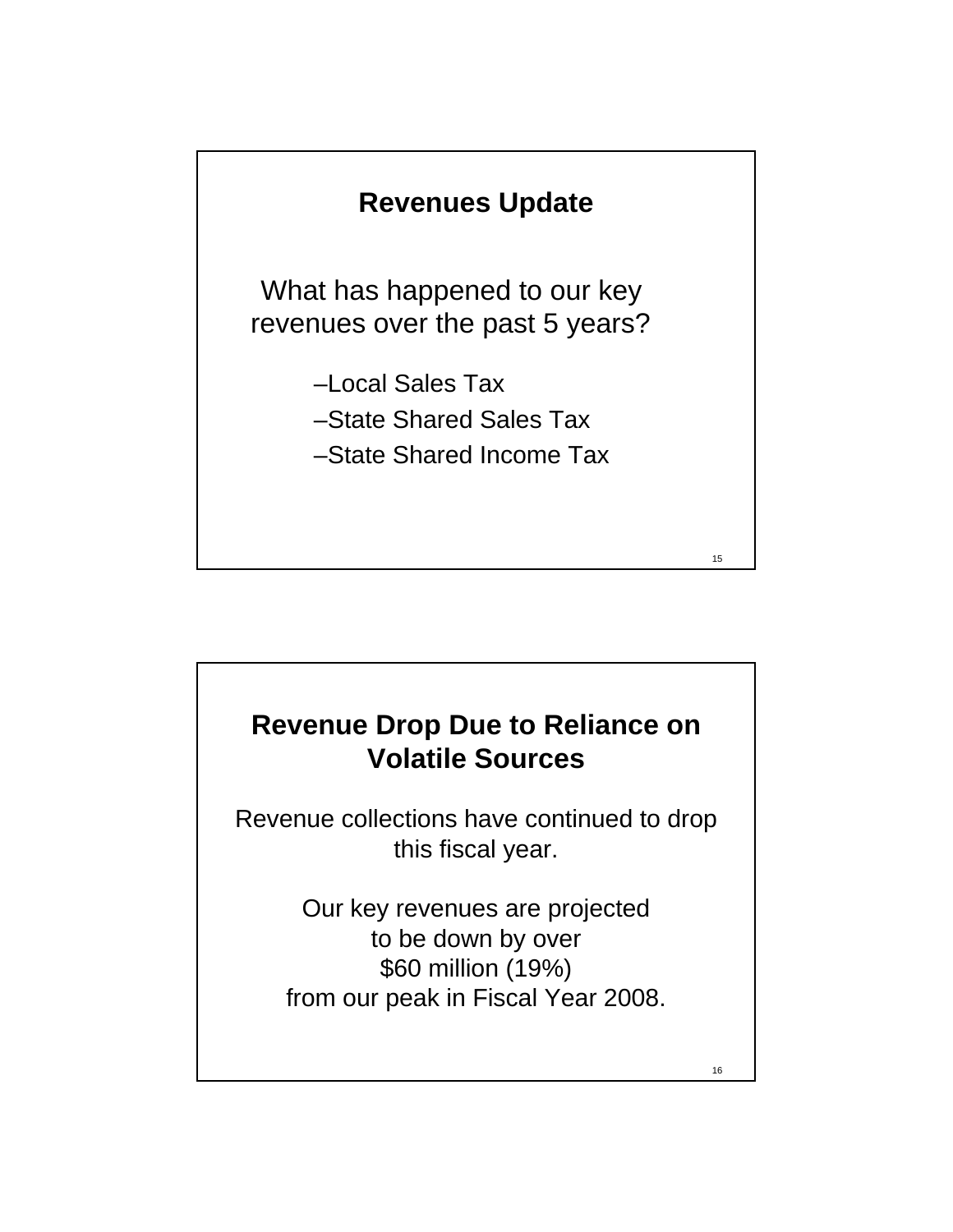## Revenues Update

What has happened to our key revenues over the past 5 years?

- Local Sales Tax
- State Shared Sales Tax
- State Shared Income Tax

## Revenue Drop Due to Reliance on Volatile Sources

Revenue collections have continued to drop this fiscal year.

Our key revenues are projected to be down by over $60 million (19%) from our peak in Fiscal Year 2008.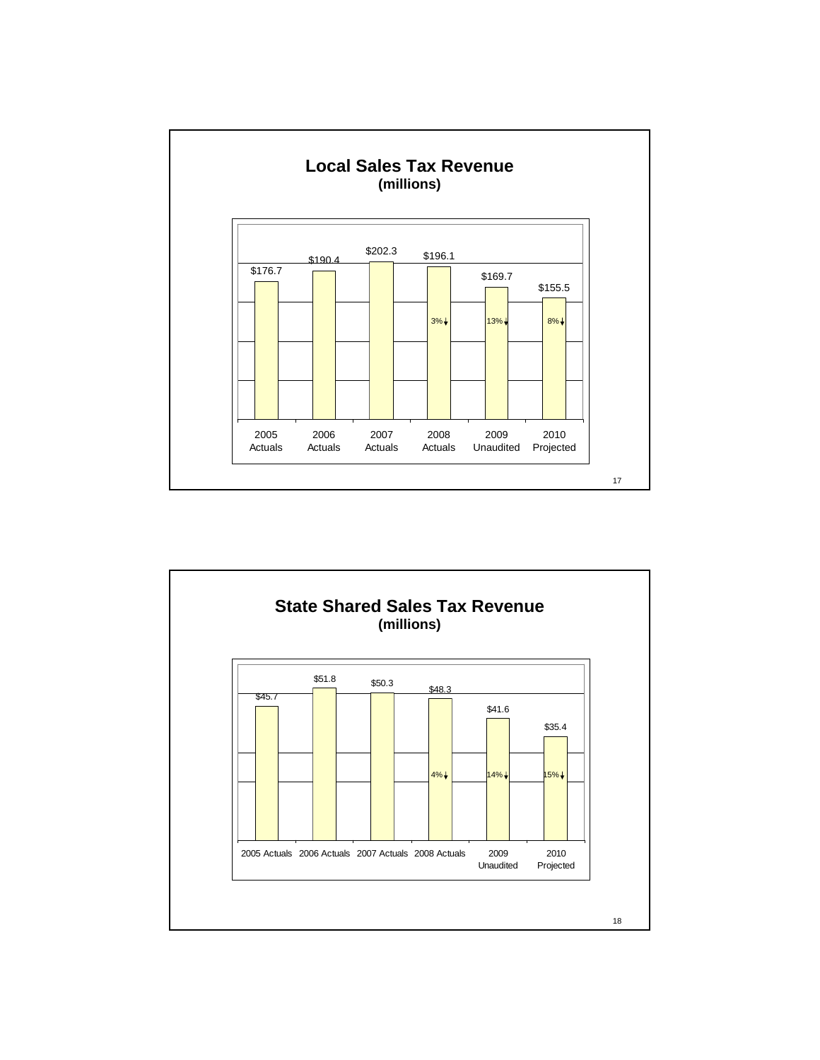## Local Sales Tax Revenue
**(millions)**

| | 2005 Actuals | 2006 Actuals | 2007 Actuals | 2008 Actuals | 2009 Unaudited | 2010 Projected |
|---|---|---|---|---|---|---|
| Revenue | $176.7 | $190.4 | $202.3 | $196.1 | $169.7 | $155.5 |
| Change | | | | 3%↓ | 13%↓ | 8%↓ |

## State Shared Sales Tax Revenue
**(millions)**

| | 2005 Actuals | 2006 Actuals | 2007 Actuals | 2008 Actuals | 2009 Unaudited | 2010 Projected |
|---|---|---|---|---|---|---|
| Revenue | $45.7 | $51.8 | $50.3 | $48.3 | $41.6 | $35.4 |
| Change | | | | 4%↓ | 14%↓ | 15%↓ |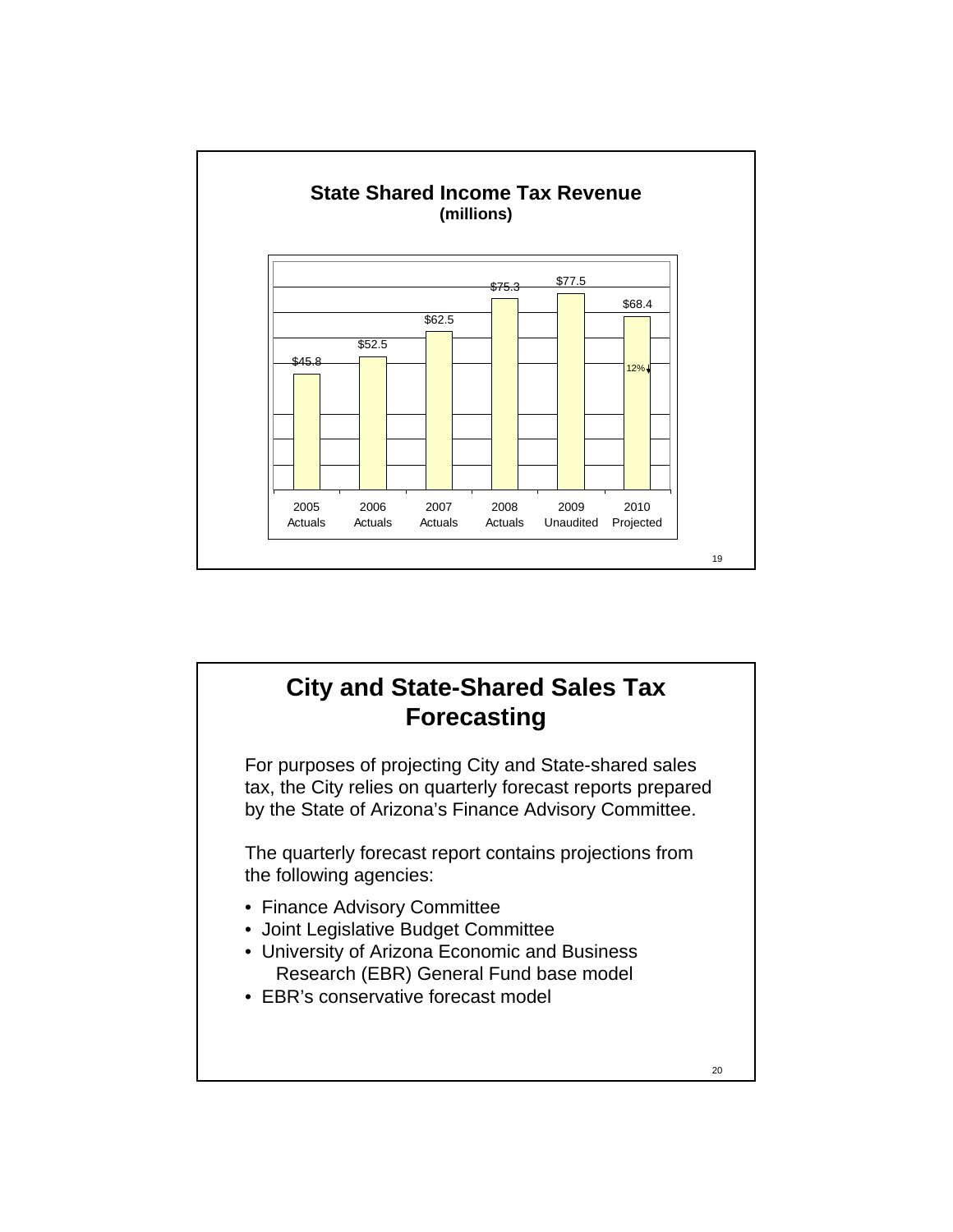## State Shared Income Tax Revenue
**(millions)**

| Year | Revenue |
|---|---|
| 2005 Actuals | $45.8 |
| 2006 Actuals | $52.5 |
| 2007 Actuals | $62.5 |
| 2008 Actuals | $75.3 |
| 2009 Unaudited | $77.5 |
| 2010 Projected | $68.4 (12%↓) |

# City and State-Shared Sales Tax Forecasting

For purposes of projecting City and State-shared sales tax, the City relies on quarterly forecast reports prepared by the State of Arizona's Finance Advisory Committee.

The quarterly forecast report contains projections from the following agencies:

- Finance Advisory Committee
- Joint Legislative Budget Committee
- University of Arizona Economic and Business Research (EBR) General Fund base model
- EBR's conservative forecast model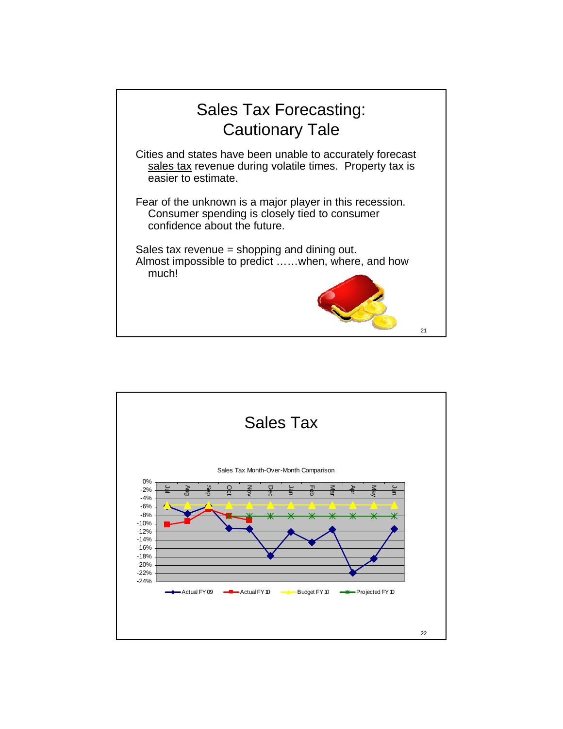# Sales Tax Forecasting: Cautionary Tale

Cities and states have been unable to accurately forecast sales tax revenue during volatile times. Property tax is easier to estimate.

Fear of the unknown is a major player in this recession. Consumer spending is closely tied to consumer confidence about the future.

Sales tax revenue = shopping and dining out.
Almost impossible to predict ……when, where, and how much!

# Sales Tax

Sales Tax Month-Over-Month Comparison

Legend: Actual FY 09, Actual FY 10, Budget FY 10, Projected FY 10

Months: Jul, Aug, Sep, Oct, Nov, Dec, Jan, Feb, Mar, Apr, May, Jun

Y-axis: 0% to -24%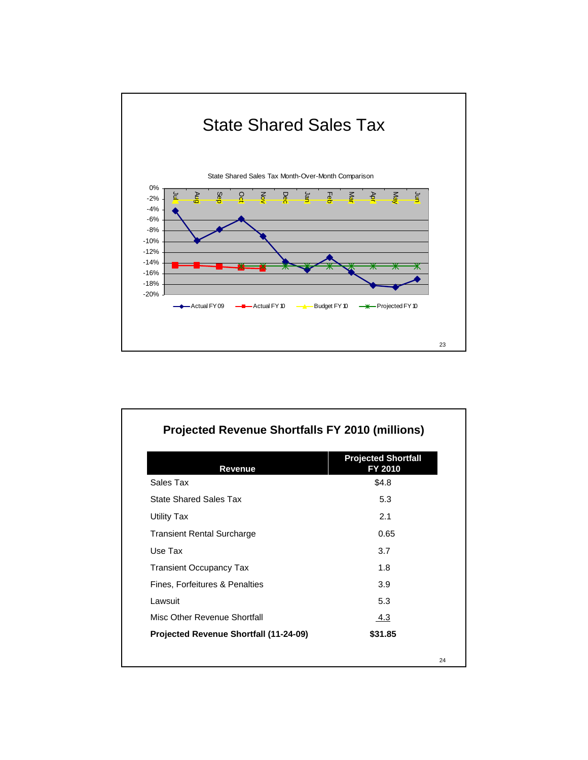# State Shared Sales Tax

State Shared Sales Tax Month-Over-Month Comparison

Legend: Actual FY 09, Actual FY 10, Budget FY 10, Projected FY 10

## Projected Revenue Shortfalls FY 2010 (millions)

| Revenue | Projected Shortfall FY 2010 |
|---|---|
| Sales Tax | $4.8 |
| State Shared Sales Tax | 5.3 |
| Utility Tax | 2.1 |
| Transient Rental Surcharge | 0.65 |
| Use Tax | 3.7 |
| Transient Occupancy Tax | 1.8 |
| Fines, Forfeitures & Penalties | 3.9 |
| Lawsuit | 5.3 |
| Misc Other Revenue Shortfall | 4.3 |
| **Projected Revenue Shortfall (11-24-09)** | **$31.85** |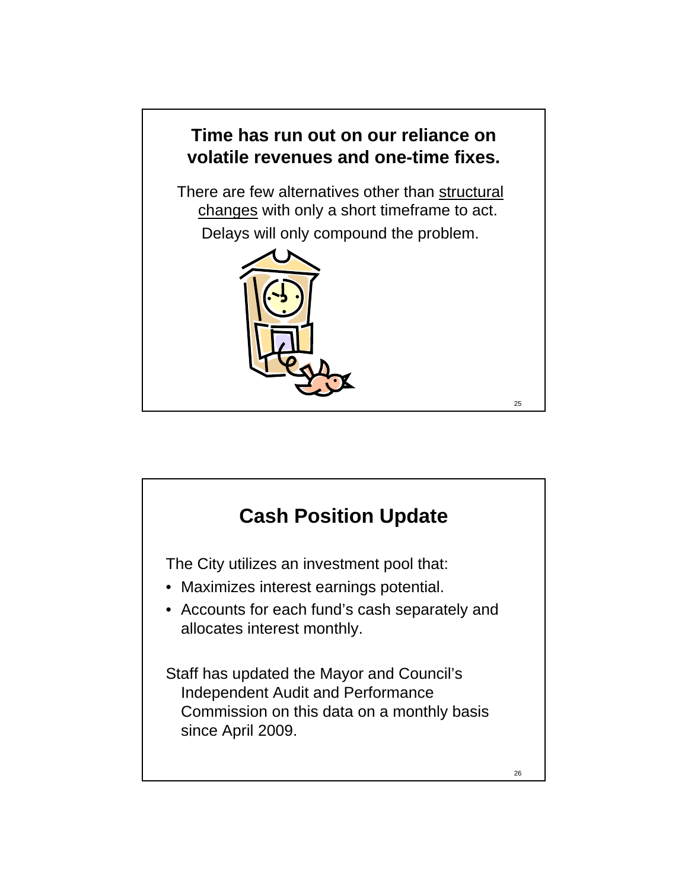## Time has run out on our reliance on volatile revenues and one-time fixes.

There are few alternatives other than structural changes with only a short timeframe to act.

Delays will only compound the problem.

## Cash Position Update

The City utilizes an investment pool that:

- Maximizes interest earnings potential.
- Accounts for each fund's cash separately and allocates interest monthly.

Staff has updated the Mayor and Council's Independent Audit and Performance Commission on this data on a monthly basis since April 2009.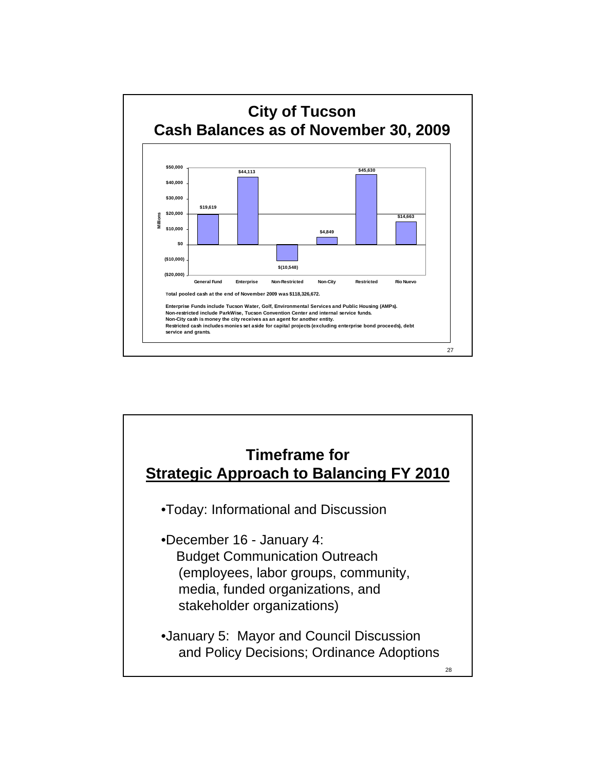# City of Tucson
# Cash Balances as of November 30, 2009

| Category | Millions |
|---|---|
| General Fund | $19,619 |
| Enterprise | $44,113 |
| Non-Restricted | $(10,548) |
| Non-City | $4,849 |
| Restricted | $45,630 |
| Rio Nuevo | $14,663 |

**Total pooled cash at the end of November 2009 was $118,326,672.**

**Enterprise Funds include Tucson Water, Golf, Environmental Services and Public Housing (AMPs).**
**Non-restricted include ParkWise, Tucson Convention Center and internal service funds.**
**Non-City cash is money the city receives as an agent for another entity.**
**Restricted cash includes monies set aside for capital projects (excluding enterprise bond proceeds), debt service and grants.**

# Timeframe for
# <u>Strategic Approach to Balancing FY 2010</u>

- Today: Informational and Discussion
- December 16 - January 4:
  Budget Communication Outreach
  (employees, labor groups, community, media, funded organizations, and stakeholder organizations)
- January 5: Mayor and Council Discussion and Policy Decisions; Ordinance Adoptions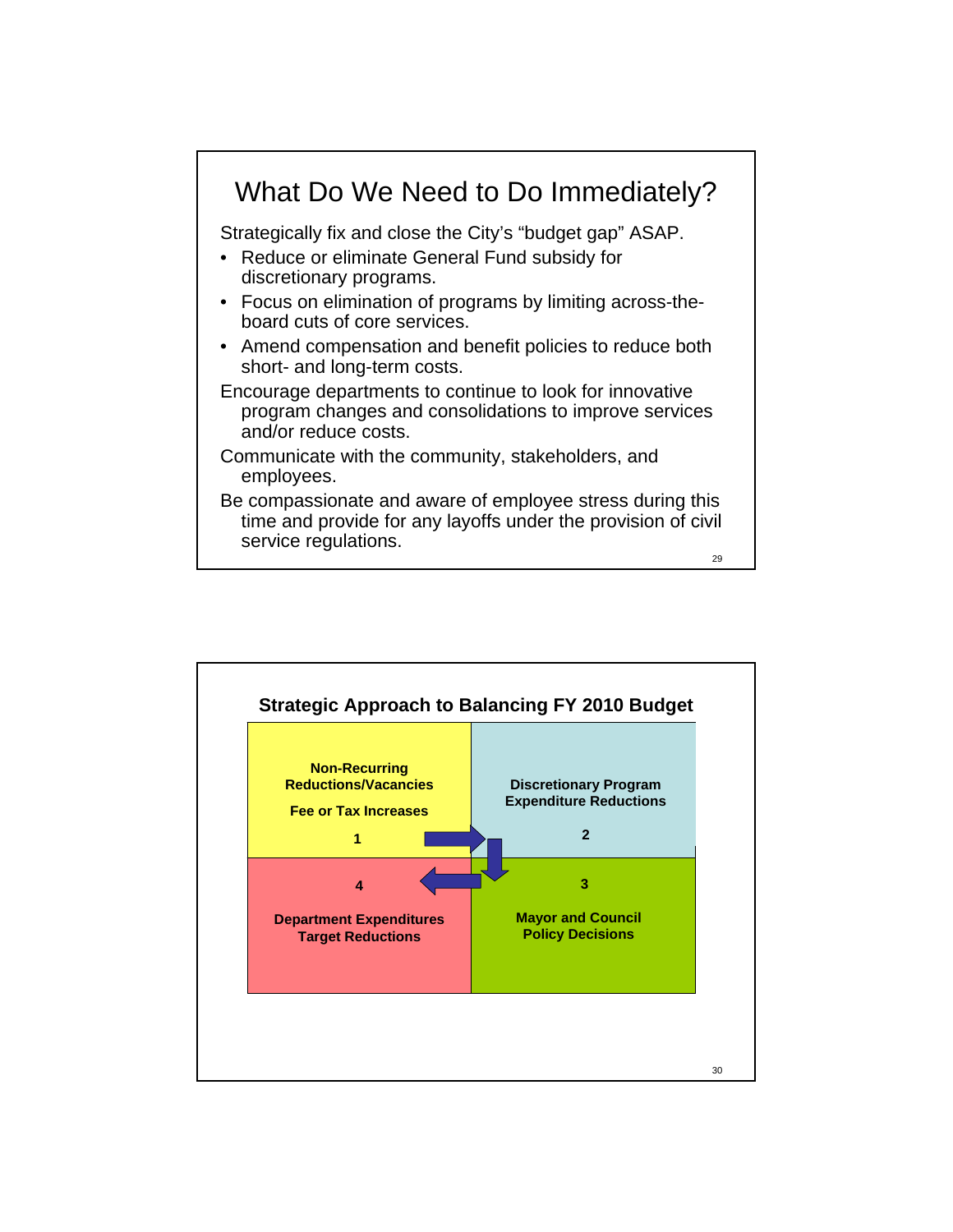# What Do We Need to Do Immediately?

Strategically fix and close the City's "budget gap" ASAP.

- Reduce or eliminate General Fund subsidy for discretionary programs.
- Focus on elimination of programs by limiting across-the-board cuts of core services.
- Amend compensation and benefit policies to reduce both short- and long-term costs.

Encourage departments to continue to look for innovative program changes and consolidations to improve services and/or reduce costs.

Communicate with the community, stakeholders, and employees.

Be compassionate and aware of employee stress during this time and provide for any layoffs under the provision of civil service regulations.

## Strategic Approach to Balancing FY 2010 Budget

| | |
|---|---|
| **Non-Recurring Reductions/Vacancies**<br><br>**Fee or Tax Increases**<br><br>**1** | **Discretionary Program Expenditure Reductions**<br><br>**2** |
| **4**<br><br>**Department Expenditures Target Reductions** | **3**<br><br>**Mayor and Council Policy Decisions** |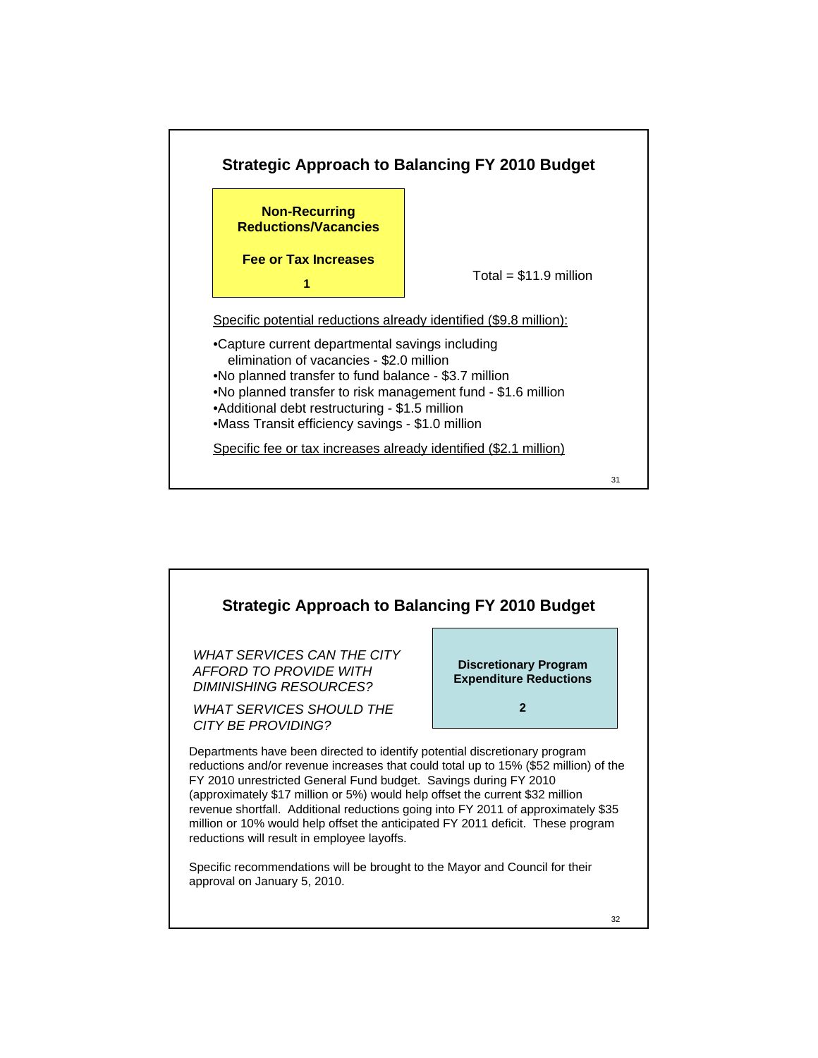## Strategic Approach to Balancing FY 2010 Budget

**Non-Recurring Reductions/Vacancies**

**Fee or Tax Increases**

**1**

Total = $11.9 million

Specific potential reductions already identified ($9.8 million):

- Capture current departmental savings including elimination of vacancies - $2.0 million
- No planned transfer to fund balance - $3.7 million
- No planned transfer to risk management fund - $1.6 million
- Additional debt restructuring - $1.5 million
- Mass Transit efficiency savings - $1.0 million

Specific fee or tax increases already identified ($2.1 million)

## Strategic Approach to Balancing FY 2010 Budget

*WHAT SERVICES CAN THE CITY AFFORD TO PROVIDE WITH DIMINISHING RESOURCES?*

*WHAT SERVICES SHOULD THE CITY BE PROVIDING?*

**Discretionary Program Expenditure Reductions**

**2**

Departments have been directed to identify potential discretionary program reductions and/or revenue increases that could total up to 15% ($52 million) of the FY 2010 unrestricted General Fund budget. Savings during FY 2010 (approximately $17 million or 5%) would help offset the current $32 million revenue shortfall. Additional reductions going into FY 2011 of approximately $35 million or 10% would help offset the anticipated FY 2011 deficit. These program reductions will result in employee layoffs.

Specific recommendations will be brought to the Mayor and Council for their approval on January 5, 2010.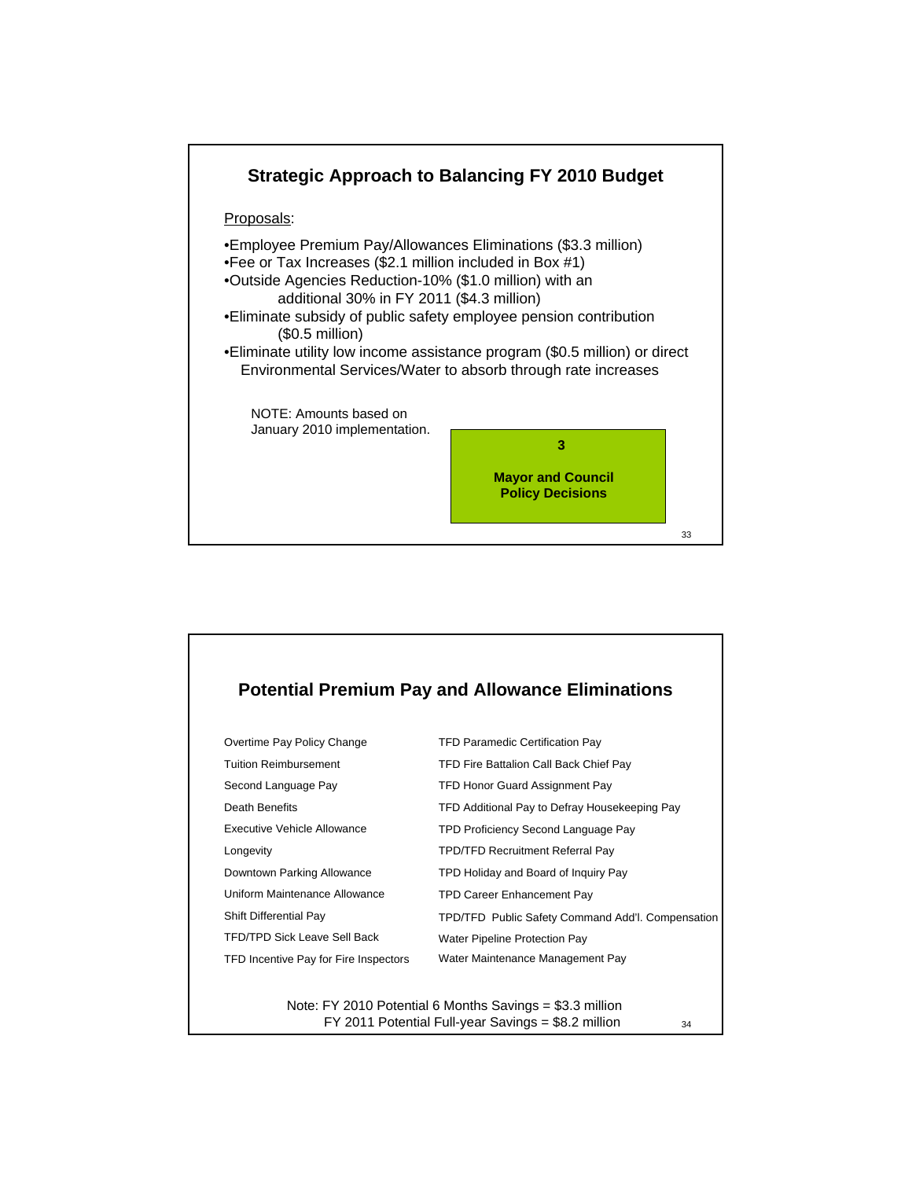## Strategic Approach to Balancing FY 2010 Budget

Proposals:

- Employee Premium Pay/Allowances Eliminations ($3.3 million)
- Fee or Tax Increases ($2.1 million included in Box #1)
- Outside Agencies Reduction-10% ($1.0 million) with an additional 30% in FY 2011 ($4.3 million)
- Eliminate subsidy of public safety employee pension contribution ($0.5 million)
- Eliminate utility low income assistance program ($0.5 million) or direct Environmental Services/Water to absorb through rate increases

NOTE: Amounts based on January 2010 implementation.

**3**

**Mayor and Council Policy Decisions**

## Potential Premium Pay and Allowance Eliminations

| | |
|---|---|
| Overtime Pay Policy Change | TFD Paramedic Certification Pay |
| Tuition Reimbursement | TFD Fire Battalion Call Back Chief Pay |
| Second Language Pay | TFD Honor Guard Assignment Pay |
| Death Benefits | TFD Additional Pay to Defray Housekeeping Pay |
| Executive Vehicle Allowance | TPD Proficiency Second Language Pay |
| Longevity | TPD/TFD Recruitment Referral Pay |
| Downtown Parking Allowance | TPD Holiday and Board of Inquiry Pay |
| Uniform Maintenance Allowance | TPD Career Enhancement Pay |
| Shift Differential Pay | TPD/TFD Public Safety Command Add'l. Compensation |
| TFD/TPD Sick Leave Sell Back | Water Pipeline Protection Pay |
| TFD Incentive Pay for Fire Inspectors | Water Maintenance Management Pay |

Note: FY 2010 Potential 6 Months Savings = $3.3 million
FY 2011 Potential Full-year Savings = $8.2 million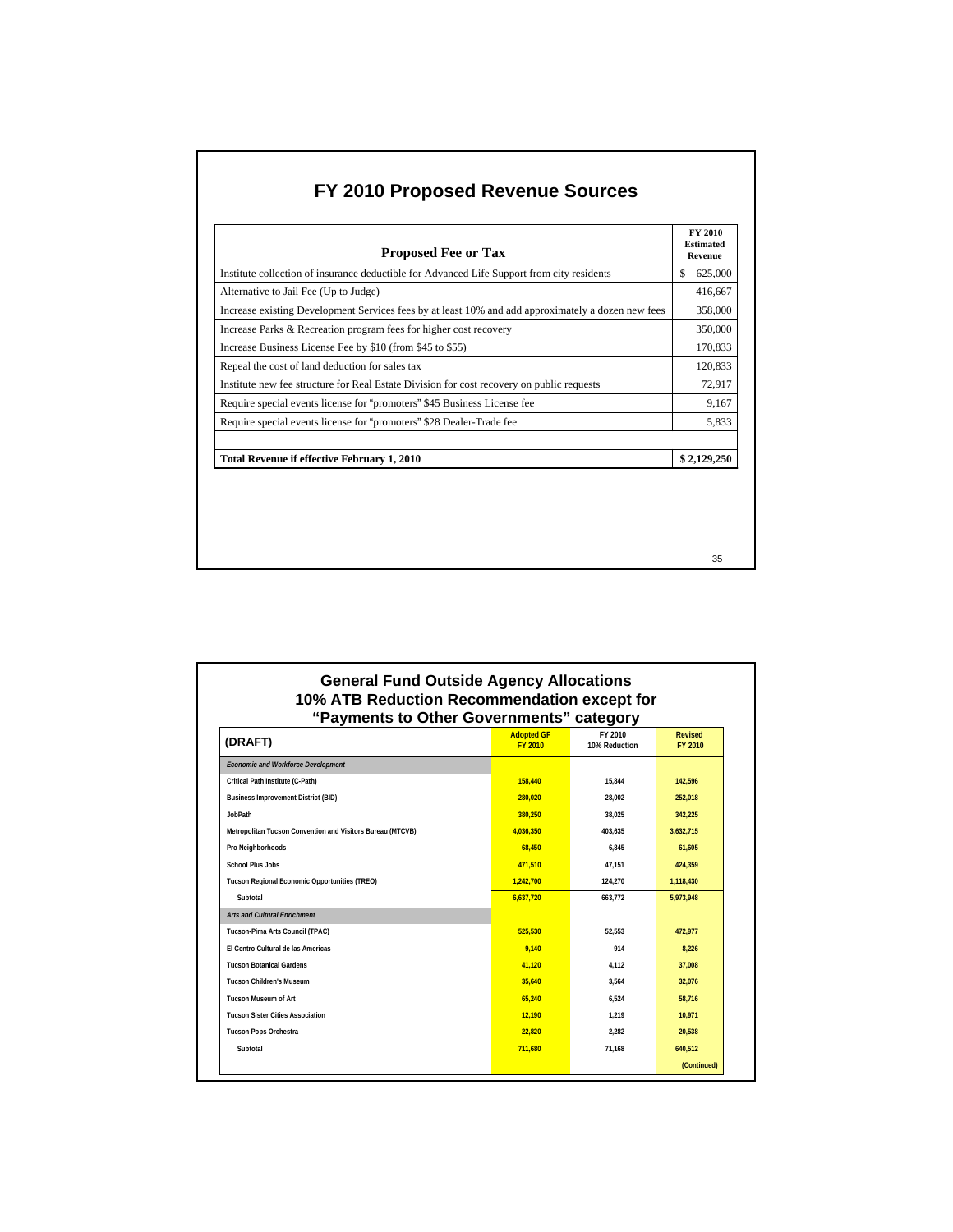# FY 2010 Proposed Revenue Sources

| Proposed Fee or Tax | FY 2010 Estimated Revenue |
|---|---|
| Institute collection of insurance deductible for Advanced Life Support from city residents | $ 625,000 |
| Alternative to Jail Fee (Up to Judge) | 416,667 |
| Increase existing Development Services fees by at least 10% and add approximately a dozen new fees | 358,000 |
| Increase Parks & Recreation program fees for higher cost recovery | 350,000 |
| Increase Business License Fee by $10 (from $45 to $55) | 170,833 |
| Repeal the cost of land deduction for sales tax | 120,833 |
| Institute new fee structure for Real Estate Division for cost recovery on public requests | 72,917 |
| Require special events license for "promoters" $45 Business License fee | 9,167 |
| Require special events license for "promoters" $28 Dealer-Trade fee | 5,833 |
| | |
| **Total Revenue if effective February 1, 2010** | **$ 2,129,250** |

# General Fund Outside Agency Allocations 10% ATB Reduction Recommendation except for "Payments to Other Governments" category

| (DRAFT) | Adopted GF FY 2010 | FY 2010 10% Reduction | Revised FY 2010 |
|---|---|---|---|
| *Economic and Workforce Development* | | | |
| Critical Path Institute (C-Path) | 158,440 | 15,844 | 142,596 |
| Business Improvement District (BID) | 280,020 | 28,002 | 252,018 |
| JobPath | 380,250 | 38,025 | 342,225 |
| Metropolitan Tucson Convention and Visitors Bureau (MTCVB) | 4,036,350 | 403,635 | 3,632,715 |
| Pro Neighborhoods | 68,450 | 6,845 | 61,605 |
| School Plus Jobs | 471,510 | 47,151 | 424,359 |
| Tucson Regional Economic Opportunities (TREO) | 1,242,700 | 124,270 | 1,118,430 |
| Subtotal | 6,637,720 | 663,772 | 5,973,948 |
| *Arts and Cultural Enrichment* | | | |
| Tucson-Pima Arts Council (TPAC) | 525,530 | 52,553 | 472,977 |
| El Centro Cultural de las Americas | 9,140 | 914 | 8,226 |
| Tucson Botanical Gardens | 41,120 | 4,112 | 37,008 |
| Tucson Children's Museum | 35,640 | 3,564 | 32,076 |
| Tucson Museum of Art | 65,240 | 6,524 | 58,716 |
| Tucson Sister Cities Association | 12,190 | 1,219 | 10,971 |
| Tucson Pops Orchestra | 22,820 | 2,282 | 20,538 |
| Subtotal | 711,680 | 71,168 | 640,512 |

(Continued)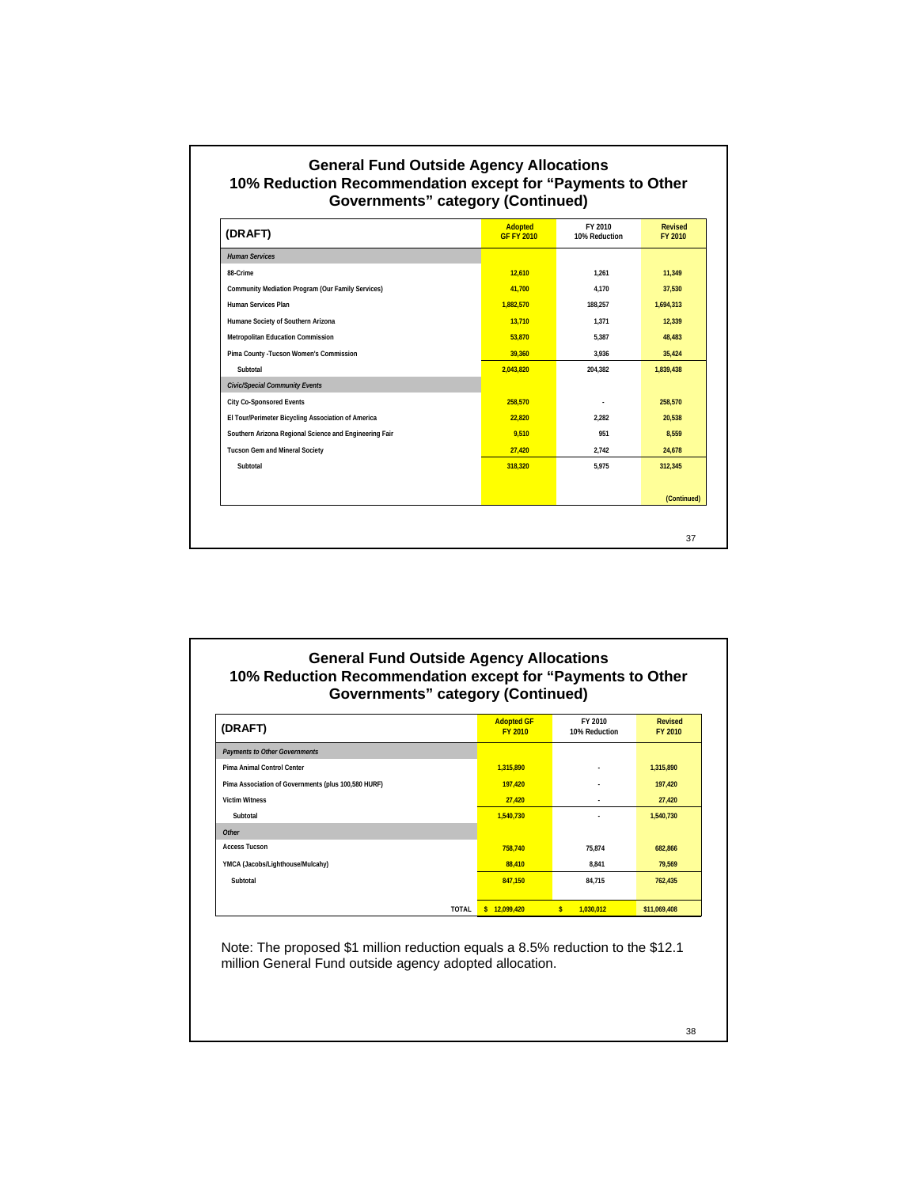## General Fund Outside Agency Allocations 10% Reduction Recommendation except for "Payments to Other Governments" category (Continued)

| (DRAFT) | Adopted GF FY 2010 | FY 2010 10% Reduction | Revised FY 2010 |
|---|---|---|---|
| *Human Services* | | | |
| 88-Crime | 12,610 | 1,261 | 11,349 |
| Community Mediation Program (Our Family Services) | 41,700 | 4,170 | 37,530 |
| Human Services Plan | 1,882,570 | 188,257 | 1,694,313 |
| Humane Society of Southern Arizona | 13,710 | 1,371 | 12,339 |
| Metropolitan Education Commission | 53,870 | 5,387 | 48,483 |
| Pima County -Tucson Women's Commission | 39,360 | 3,936 | 35,424 |
| Subtotal | 2,043,820 | 204,382 | 1,839,438 |
| *Civic/Special Community Events* | | | |
| City Co-Sponsored Events | 258,570 | - | 258,570 |
| El Tour/Perimeter Bicycling Association of America | 22,820 | 2,282 | 20,538 |
| Southern Arizona Regional Science and Engineering Fair | 9,510 | 951 | 8,559 |
| Tucson Gem and Mineral Society | 27,420 | 2,742 | 24,678 |
| Subtotal | 318,320 | 5,975 | 312,345 |
| | | | (Continued) |

## General Fund Outside Agency Allocations 10% Reduction Recommendation except for "Payments to Other Governments" category (Continued)

| (DRAFT) | Adopted GF FY 2010 | FY 2010 10% Reduction | Revised FY 2010 |
|---|---|---|---|
| *Payments to Other Governments* | | | |
| Pima Animal Control Center | 1,315,890 | - | 1,315,890 |
| Pima Association of Governments (plus 100,580 HURF) | 197,420 | - | 197,420 |
| Victim Witness | 27,420 | - | 27,420 |
| Subtotal | 1,540,730 | - | 1,540,730 |
| *Other* | | | |
| Access Tucson | 758,740 | 75,874 | 682,866 |
| YMCA (Jacobs/Lighthouse/Mulcahy) | 88,410 | 8,841 | 79,569 |
| Subtotal | 847,150 | 84,715 | 762,435 |
| TOTAL | $ 12,099,420 | $ 1,030,012 | $11,069,408 |

Note: The proposed $1 million reduction equals a 8.5% reduction to the $12.1 million General Fund outside agency adopted allocation.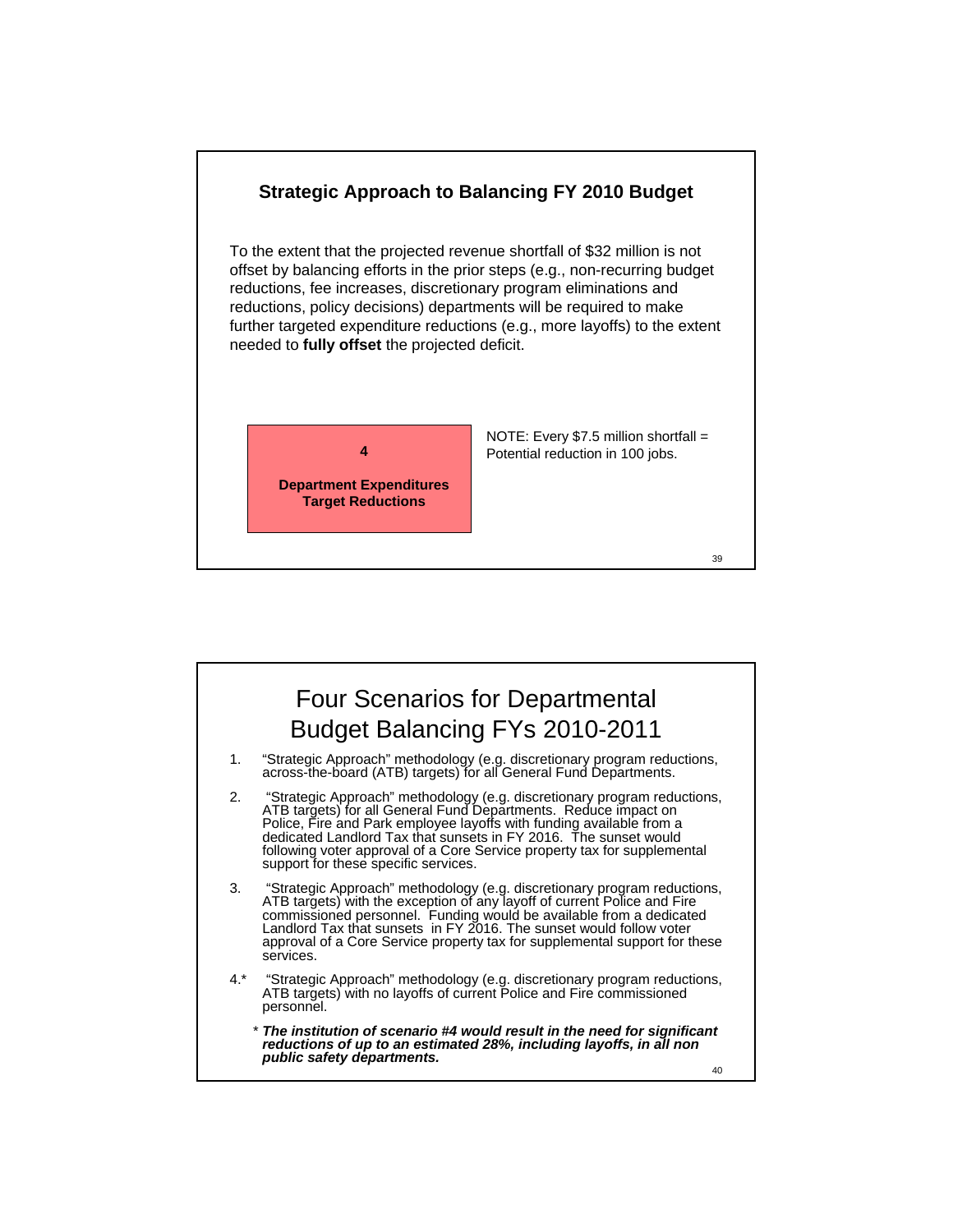## Strategic Approach to Balancing FY 2010 Budget

To the extent that the projected revenue shortfall of $32 million is not offset by balancing efforts in the prior steps (e.g., non-recurring budget reductions, fee increases, discretionary program eliminations and reductions, policy decisions) departments will be required to make further targeted expenditure reductions (e.g., more layoffs) to the extent needed to **fully offset** the projected deficit.

**4**

**Department Expenditures Target Reductions**

NOTE: Every $7.5 million shortfall = Potential reduction in 100 jobs.

## Four Scenarios for Departmental Budget Balancing FYs 2010-2011

1. “Strategic Approach” methodology (e.g. discretionary program reductions, across-the-board (ATB) targets) for all General Fund Departments.
2. “Strategic Approach” methodology (e.g. discretionary program reductions, ATB targets) for all General Fund Departments. Reduce impact on Police, Fire and Park employee layoffs with funding available from a dedicated Landlord Tax that sunsets in FY 2016. The sunset would following voter approval of a Core Service property tax for supplemental support for these specific services.
3. “Strategic Approach” methodology (e.g. discretionary program reductions, ATB targets) with the exception of any layoff of current Police and Fire commissioned personnel. Funding would be available from a dedicated Landlord Tax that sunsets in FY 2016. The sunset would follow voter approval of a Core Service property tax for supplemental support for these services.

4.* “Strategic Approach” methodology (e.g. discretionary program reductions, ATB targets) with no layoffs of current Police and Fire commissioned personnel.

\* ***The institution of scenario #4 would result in the need for significant reductions of up to an estimated 28%, including layoffs, in all non public safety departments.***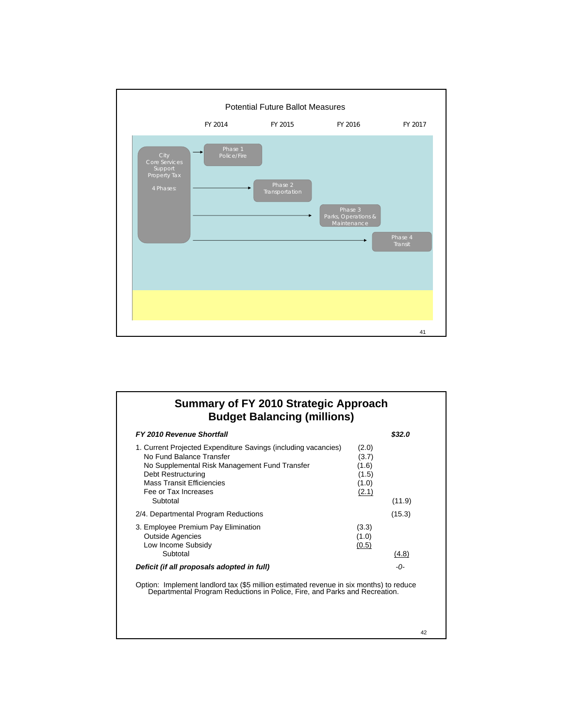## Potential Future Ballot Measures

| | FY 2014 | FY 2015 | FY 2016 | FY 2017 |
|---|---|---|---|---|
| City Core Services Support Property Tax — 4 Phases: | Phase 1 Police/Fire | Phase 2 Transportation | Phase 3 Parks, Operations & Maintenance | Phase 4 Transit |

## Summary of FY 2010 Strategic Approach Budget Balancing (millions)

| | | |
|---|---|---|
| ***FY 2010 Revenue Shortfall*** | | ***$32.0*** |
| 1. Current Projected Expenditure Savings (including vacancies) | (2.0) | |
| No Fund Balance Transfer | (3.7) | |
| No Supplemental Risk Management Fund Transfer | (1.6) | |
| Debt Restructuring | (1.5) | |
| Mass Transit Efficiencies | (1.0) | |
| Fee or Tax Increases | (2.1) | |
| Subtotal | | (11.9) |
| 2/4. Departmental Program Reductions | | (15.3) |
| 3. Employee Premium Pay Elimination | (3.3) | |
| Outside Agencies | (1.0) | |
| Low Income Subsidy | (0.5) | |
| Subtotal | | (4.8) |
| ***Deficit (if all proposals adopted in full)*** | | *-0-* |

Option: Implement landlord tax ($5 million estimated revenue in six months) to reduce Departmental Program Reductions in Police, Fire, and Parks and Recreation.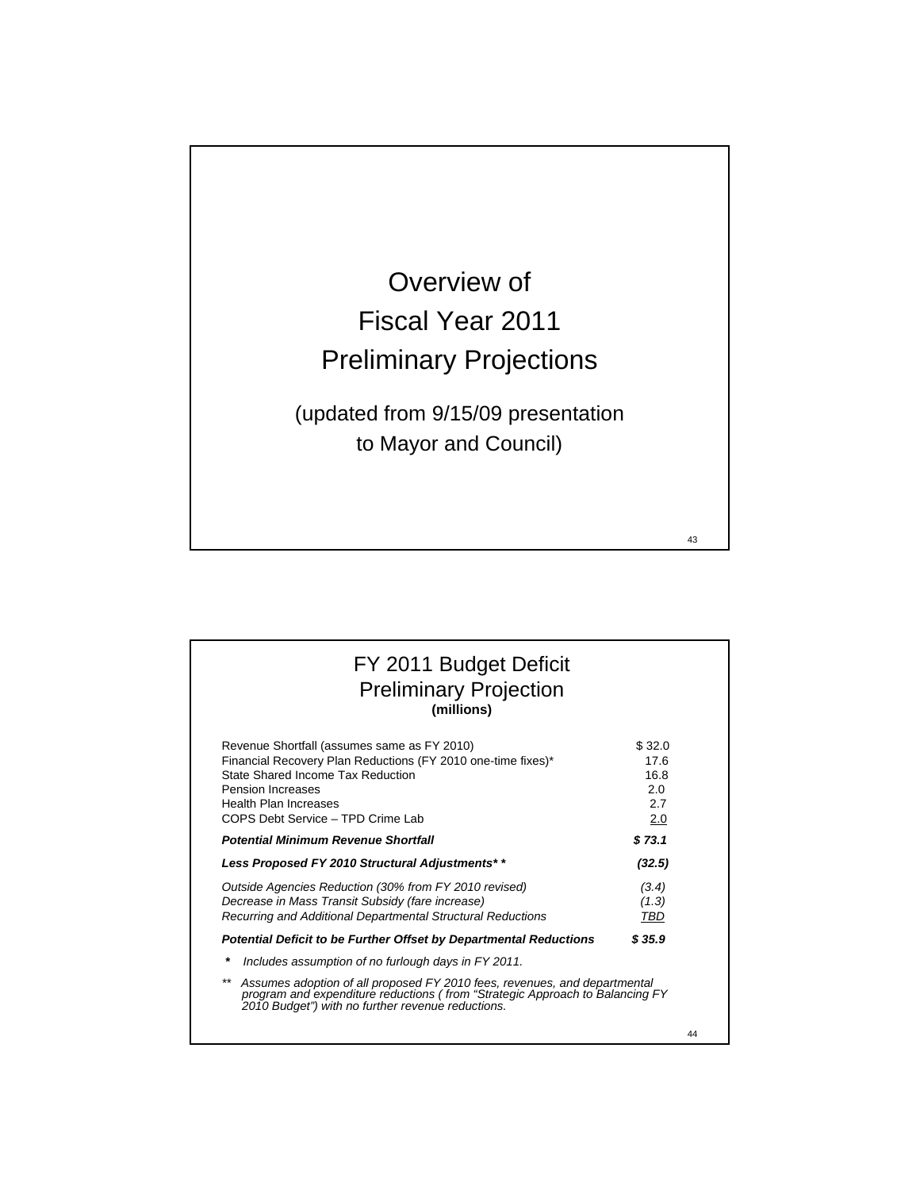# Overview of Fiscal Year 2011 Preliminary Projections

(updated from 9/15/09 presentation to Mayor and Council)

## FY 2011 Budget Deficit Preliminary Projection

**(millions)**

| | |
|---|---|
| Revenue Shortfall (assumes same as FY 2010) | $ 32.0 |
| Financial Recovery Plan Reductions (FY 2010 one-time fixes)* | 17.6 |
| State Shared Income Tax Reduction | 16.8 |
| Pension Increases | 2.0 |
| Health Plan Increases | 2.7 |
| COPS Debt Service – TPD Crime Lab | 2.0 |
| ***Potential Minimum Revenue Shortfall*** | ***$ 73.1*** |
| ***Less Proposed FY 2010 Structural Adjustments\*\**** | ***(32.5)*** |
| *Outside Agencies Reduction (30% from FY 2010 revised)* | *(3.4)* |
| *Decrease in Mass Transit Subsidy (fare increase)* | *(1.3)* |
| *Recurring and Additional Departmental Structural Reductions* | *TBD* |
| ***Potential Deficit to be Further Offset by Departmental Reductions*** | ***$ 35.9*** |

\* *Includes assumption of no furlough days in FY 2011.*

\*\* *Assumes adoption of all proposed FY 2010 fees, revenues, and departmental program and expenditure reductions ( from "Strategic Approach to Balancing FY 2010 Budget") with no further revenue reductions.*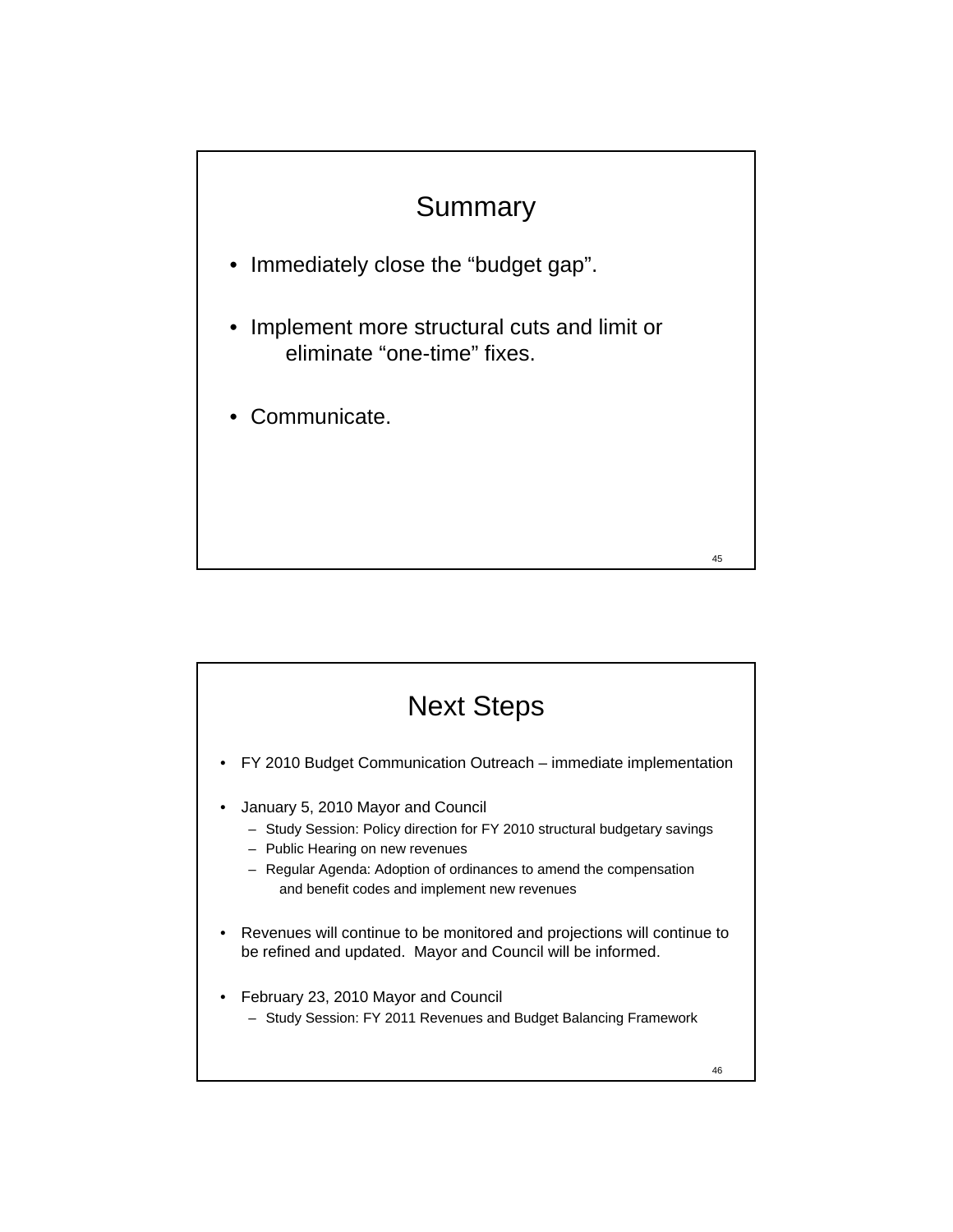## Summary

- Immediately close the “budget gap”.
- Implement more structural cuts and limit or eliminate “one-time” fixes.
- Communicate.

## Next Steps

- FY 2010 Budget Communication Outreach – immediate implementation
- January 5, 2010 Mayor and Council
  - Study Session: Policy direction for FY 2010 structural budgetary savings
  - Public Hearing on new revenues
  - Regular Agenda: Adoption of ordinances to amend the compensation and benefit codes and implement new revenues
- Revenues will continue to be monitored and projections will continue to be refined and updated. Mayor and Council will be informed.
- February 23, 2010 Mayor and Council
  - Study Session: FY 2011 Revenues and Budget Balancing Framework